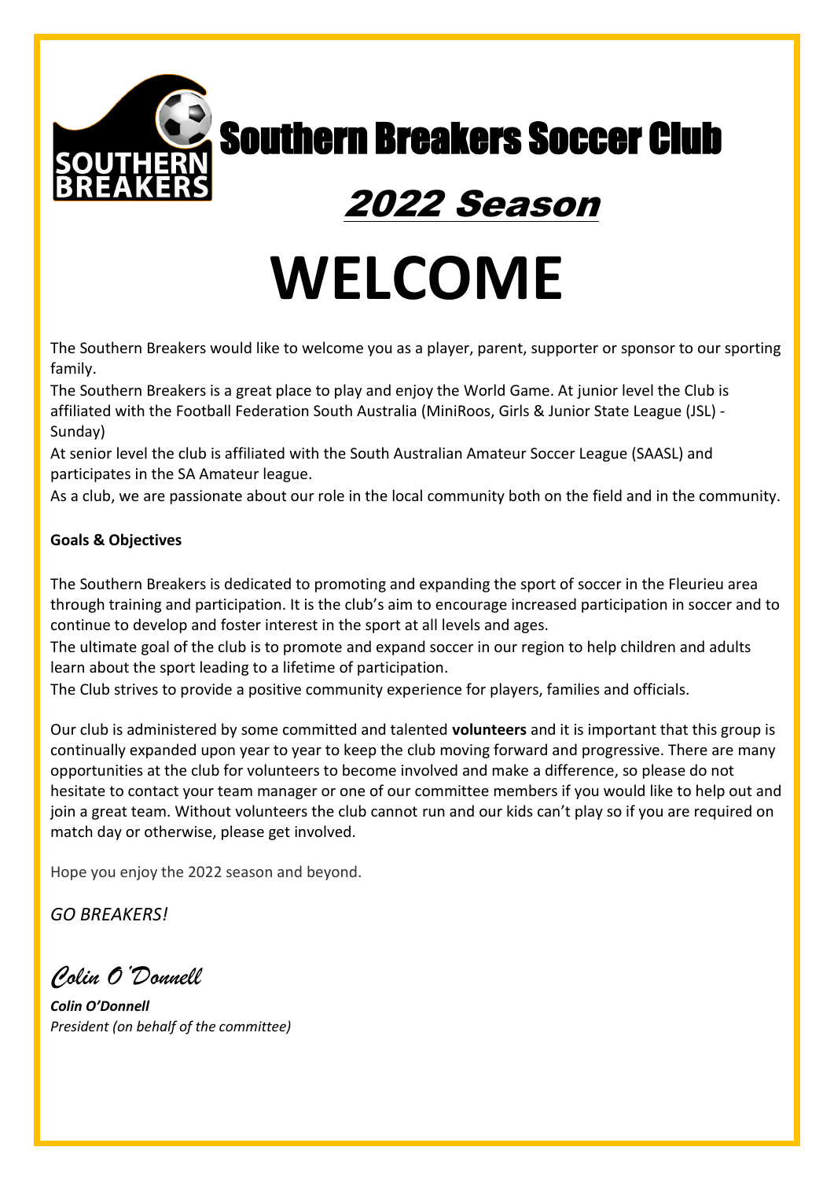# Southern Breakers Soccer Club

## 2022 Season

# WELCOME

The Southern Breakers would like to welcome you as a player, parent, supporter or sponsor to our sporting family.

The Southern Breakers is a great place to play and enjoy the World Game. At junior level the Club is affiliated with the Football Federation South Australia (MiniRoos, Girls & Junior State League (JSL) - Sunday)

At senior level the club is affiliated with the South Australian Amateur Soccer League (SAASL) and participates in the SA Amateur league.

As a club, we are passionate about our role in the local community both on the field and in the community.

**Goals & Objectives**

The Southern Breakers is dedicated to promoting and expanding the sport of soccer in the Fleurieu area through training and participation. It is the club's aim to encourage increased participation in soccer and to continue to develop and foster interest in the sport at all levels and ages.

The ultimate goal of the club is to promote and expand soccer in our region to help children and adults learn about the sport leading to a lifetime of participation.

The Club strives to provide a positive community experience for players, families and officials.

Our club is administered by some committed and talented **volunteers** and it is important that this group is continually expanded upon year to year to keep the club moving forward and progressive. There are many opportunities at the club for volunteers to become involved and make a difference, so please do not hesitate to contact your team manager or one of our committee members if you would like to help out and join a great team. Without volunteers the club cannot run and our kids can't play so if you are required on match day or otherwise, please get involved.

Hope you enjoy the 2022 season and beyond.

*GO BREAKERS!*

*Colin O'Donnell*

***Colin O'Donnell***
*President (on behalf of the committee)*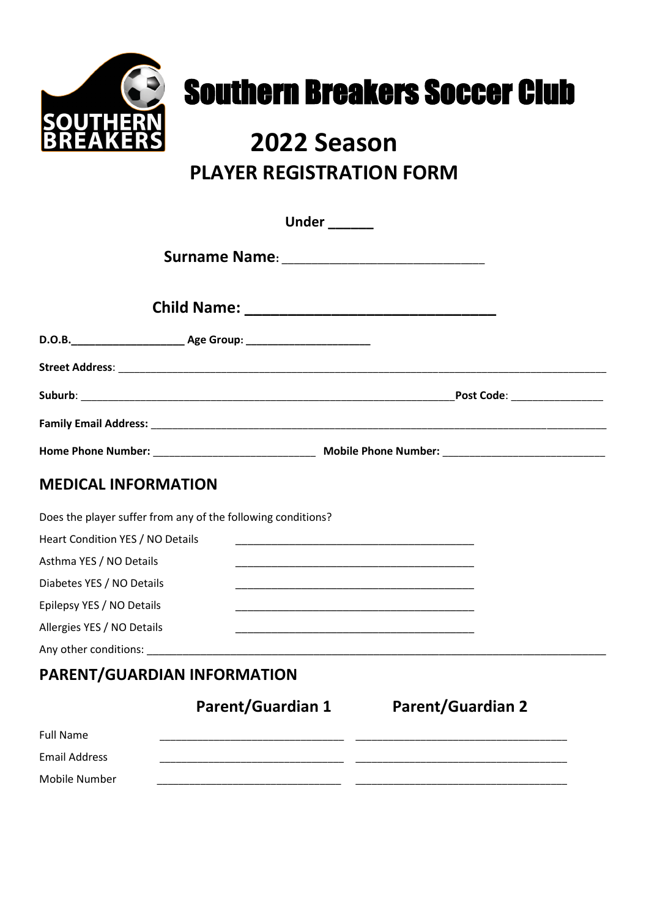# Southern Breakers Soccer Club

# 2022 Season

## PLAYER REGISTRATION FORM

**Under ______**

**Surname Name**: ____________________________

**Child Name: ______________________________**

**D.O.B.___________________ Age Group: _____________________**

**Street Address**: ____________________________________________________________________________________

**Suburb**: ______________________________________________________________**Post Code**: ________________

**Family Email Address:** ______________________________________________________________________________

**Home Phone Number:** ___________________________ **Mobile Phone Number:** ___________________________

## MEDICAL INFORMATION

Does the player suffer from any of the following conditions?

Heart Condition YES / NO Details ________________________________________

Asthma YES / NO Details ________________________________________

Diabetes YES / NO Details ________________________________________

Epilepsy YES / NO Details ________________________________________

Allergies YES / NO Details ________________________________________

Any other conditions: ______________________________________________________________________________

## PARENT/GUARDIAN INFORMATION

| | **Parent/Guardian 1** | **Parent/Guardian 2** |
|---|---|---|
| Full Name | ______________________________ | __________________________________ |
| Email Address | ______________________________ | __________________________________ |
| Mobile Number | ______________________________ | __________________________________ |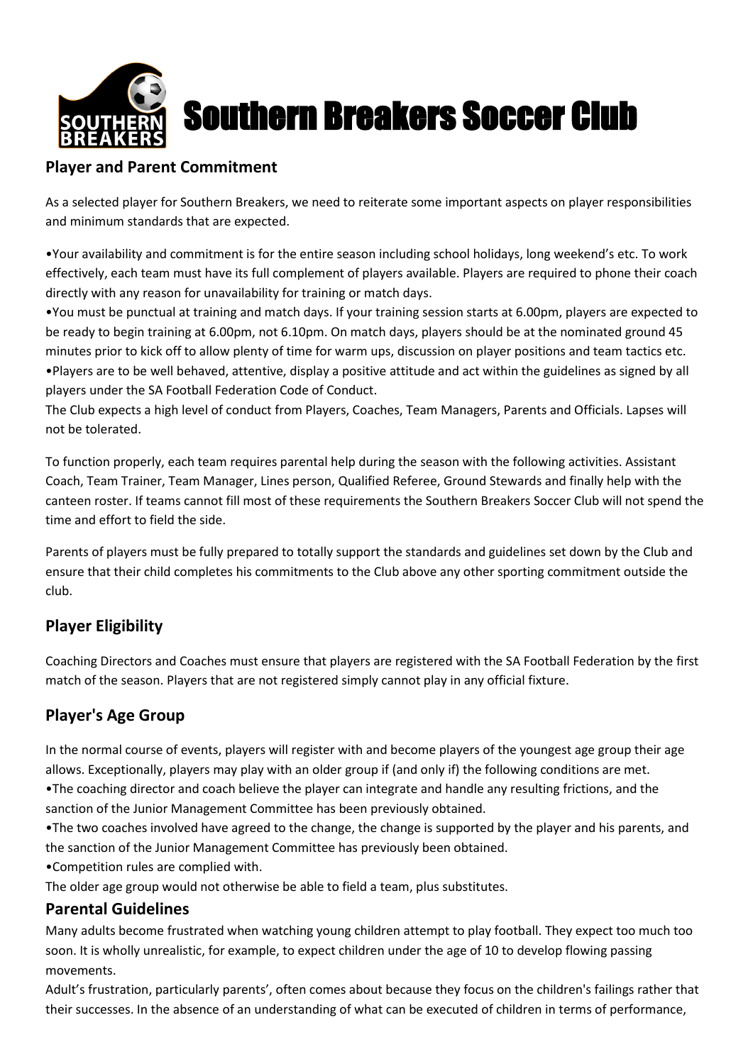# Southern Breakers Soccer Club

## Player and Parent Commitment

As a selected player for Southern Breakers, we need to reiterate some important aspects on player responsibilities and minimum standards that are expected.

•Your availability and commitment is for the entire season including school holidays, long weekend's etc. To work effectively, each team must have its full complement of players available. Players are required to phone their coach directly with any reason for unavailability for training or match days.
•You must be punctual at training and match days. If your training session starts at 6.00pm, players are expected to be ready to begin training at 6.00pm, not 6.10pm. On match days, players should be at the nominated ground 45 minutes prior to kick off to allow plenty of time for warm ups, discussion on player positions and team tactics etc.
•Players are to be well behaved, attentive, display a positive attitude and act within the guidelines as signed by all players under the SA Football Federation Code of Conduct.
The Club expects a high level of conduct from Players, Coaches, Team Managers, Parents and Officials. Lapses will not be tolerated.

To function properly, each team requires parental help during the season with the following activities. Assistant Coach, Team Trainer, Team Manager, Lines person, Qualified Referee, Ground Stewards and finally help with the canteen roster. If teams cannot fill most of these requirements the Southern Breakers Soccer Club will not spend the time and effort to field the side.

Parents of players must be fully prepared to totally support the standards and guidelines set down by the Club and ensure that their child completes his commitments to the Club above any other sporting commitment outside the club.

## Player Eligibility

Coaching Directors and Coaches must ensure that players are registered with the SA Football Federation by the first match of the season. Players that are not registered simply cannot play in any official fixture.

## Player's Age Group

In the normal course of events, players will register with and become players of the youngest age group their age allows. Exceptionally, players may play with an older group if (and only if) the following conditions are met.
•The coaching director and coach believe the player can integrate and handle any resulting frictions, and the sanction of the Junior Management Committee has been previously obtained.
•The two coaches involved have agreed to the change, the change is supported by the player and his parents, and the sanction of the Junior Management Committee has previously been obtained.
•Competition rules are complied with.
The older age group would not otherwise be able to field a team, plus substitutes.

## Parental Guidelines

Many adults become frustrated when watching young children attempt to play football. They expect too much too soon. It is wholly unrealistic, for example, to expect children under the age of 10 to develop flowing passing movements.
Adult's frustration, particularly parents', often comes about because they focus on the children's failings rather that their successes. In the absence of an understanding of what can be executed of children in terms of performance,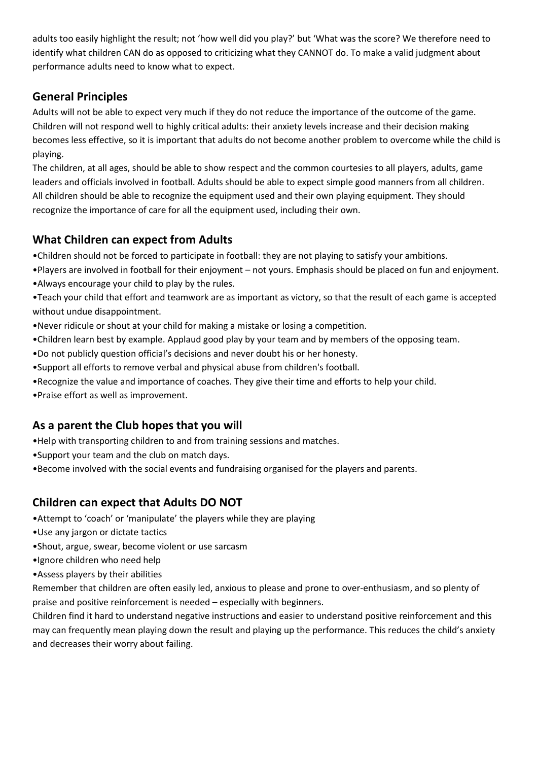adults too easily highlight the result; not 'how well did you play?' but 'What was the score? We therefore need to identify what children CAN do as opposed to criticizing what they CANNOT do. To make a valid judgment about performance adults need to know what to expect.

## General Principles

Adults will not be able to expect very much if they do not reduce the importance of the outcome of the game. Children will not respond well to highly critical adults: their anxiety levels increase and their decision making becomes less effective, so it is important that adults do not become another problem to overcome while the child is playing.

The children, at all ages, should be able to show respect and the common courtesies to all players, adults, game leaders and officials involved in football. Adults should be able to expect simple good manners from all children.

All children should be able to recognize the equipment used and their own playing equipment. They should recognize the importance of care for all the equipment used, including their own.

## What Children can expect from Adults

- Children should not be forced to participate in football: they are not playing to satisfy your ambitions.
- Players are involved in football for their enjoyment – not yours. Emphasis should be placed on fun and enjoyment.
- Always encourage your child to play by the rules.
- Teach your child that effort and teamwork are as important as victory, so that the result of each game is accepted without undue disappointment.
- Never ridicule or shout at your child for making a mistake or losing a competition.
- Children learn best by example. Applaud good play by your team and by members of the opposing team.
- Do not publicly question official's decisions and never doubt his or her honesty.
- Support all efforts to remove verbal and physical abuse from children's football.
- Recognize the value and importance of coaches. They give their time and efforts to help your child.
- Praise effort as well as improvement.

## As a parent the Club hopes that you will

- Help with transporting children to and from training sessions and matches.
- Support your team and the club on match days.
- Become involved with the social events and fundraising organised for the players and parents.

## Children can expect that Adults DO NOT

- Attempt to 'coach' or 'manipulate' the players while they are playing
- Use any jargon or dictate tactics
- Shout, argue, swear, become violent or use sarcasm
- Ignore children who need help
- Assess players by their abilities

Remember that children are often easily led, anxious to please and prone to over-enthusiasm, and so plenty of praise and positive reinforcement is needed – especially with beginners.

Children find it hard to understand negative instructions and easier to understand positive reinforcement and this may can frequently mean playing down the result and playing up the performance. This reduces the child's anxiety and decreases their worry about failing.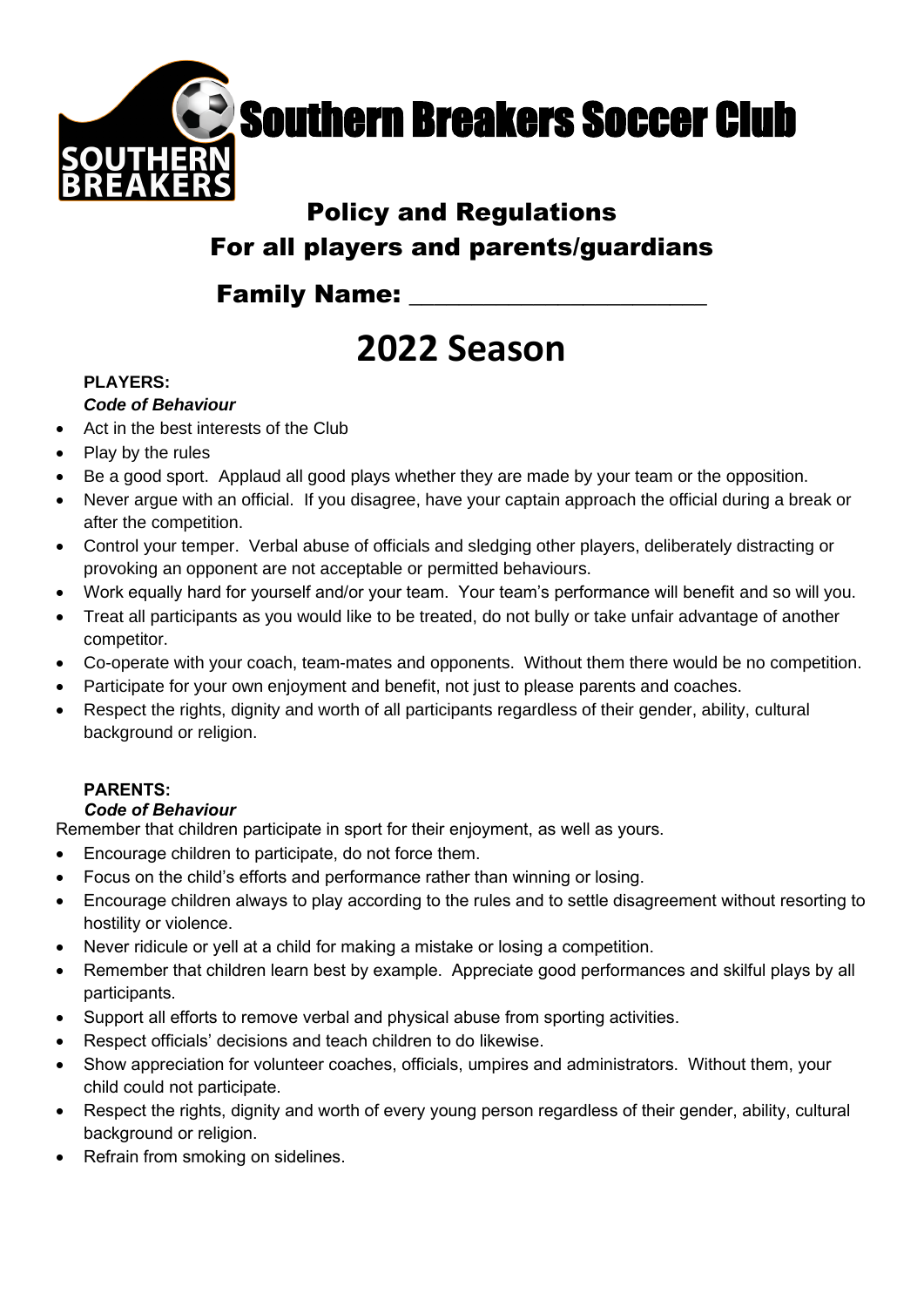# Southern Breakers Soccer Club

## Policy and Regulations
## For all players and parents/guardians

**Family Name: \_\_\_\_\_\_\_\_\_\_\_\_\_\_\_\_\_\_\_\_\_\_\_\_**

# 2022 Season

**PLAYERS:**

***Code of Behaviour***

- Act in the best interests of the Club
- Play by the rules
- Be a good sport. Applaud all good plays whether they are made by your team or the opposition.
- Never argue with an official. If you disagree, have your captain approach the official during a break or after the competition.
- Control your temper. Verbal abuse of officials and sledging other players, deliberately distracting or provoking an opponent are not acceptable or permitted behaviours.
- Work equally hard for yourself and/or your team. Your team's performance will benefit and so will you.
- Treat all participants as you would like to be treated, do not bully or take unfair advantage of another competitor.
- Co-operate with your coach, team-mates and opponents. Without them there would be no competition.
- Participate for your own enjoyment and benefit, not just to please parents and coaches.
- Respect the rights, dignity and worth of all participants regardless of their gender, ability, cultural background or religion.

**PARENTS:**

***Code of Behaviour***

Remember that children participate in sport for their enjoyment, as well as yours.

- Encourage children to participate, do not force them.
- Focus on the child's efforts and performance rather than winning or losing.
- Encourage children always to play according to the rules and to settle disagreement without resorting to hostility or violence.
- Never ridicule or yell at a child for making a mistake or losing a competition.
- Remember that children learn best by example. Appreciate good performances and skilful plays by all participants.
- Support all efforts to remove verbal and physical abuse from sporting activities.
- Respect officials' decisions and teach children to do likewise.
- Show appreciation for volunteer coaches, officials, umpires and administrators. Without them, your child could not participate.
- Respect the rights, dignity and worth of every young person regardless of their gender, ability, cultural background or religion.
- Refrain from smoking on sidelines.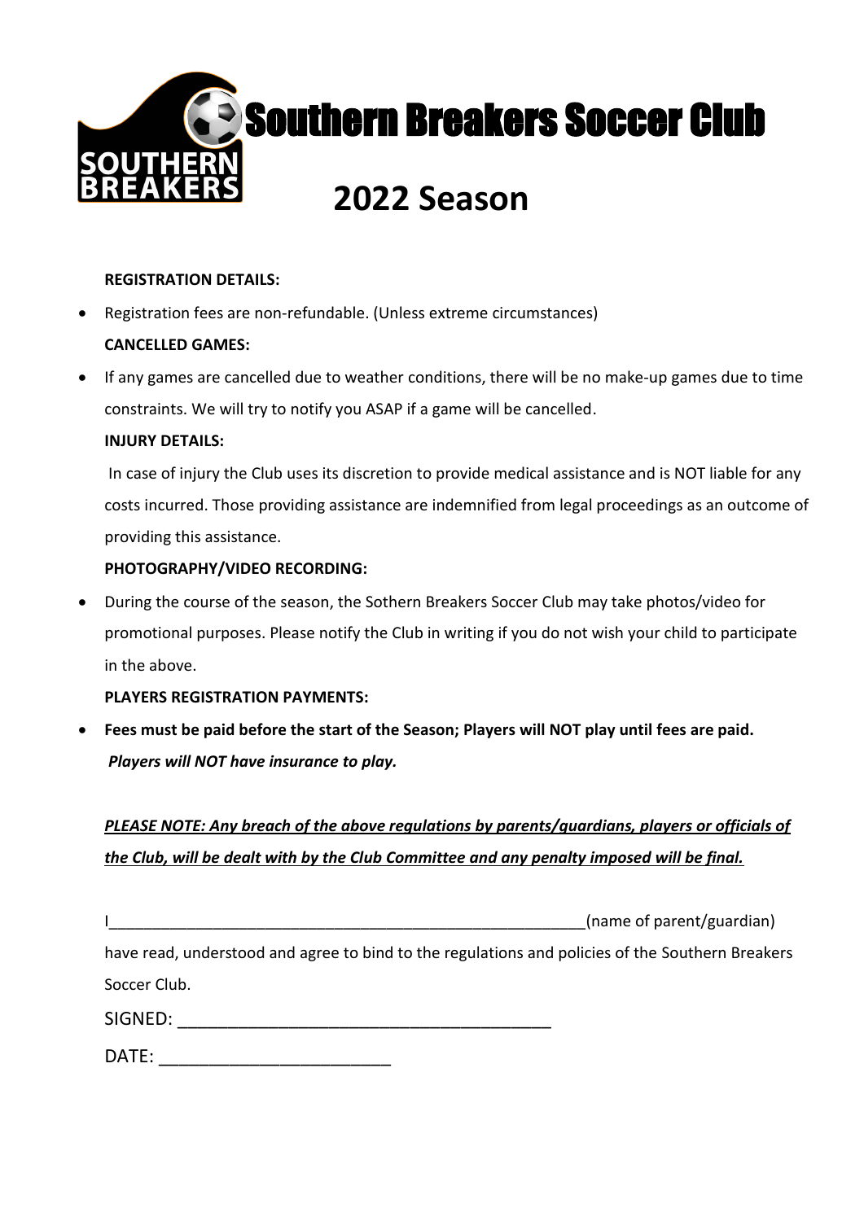# Southern Breakers Soccer Club

## 2022 Season

**REGISTRATION DETAILS:**

- Registration fees are non-refundable. (Unless extreme circumstances)

**CANCELLED GAMES:**

- If any games are cancelled due to weather conditions, there will be no make-up games due to time constraints. We will try to notify you ASAP if a game will be cancelled.

**INJURY DETAILS:**

In case of injury the Club uses its discretion to provide medical assistance and is NOT liable for any costs incurred. Those providing assistance are indemnified from legal proceedings as an outcome of providing this assistance.

**PHOTOGRAPHY/VIDEO RECORDING:**

- During the course of the season, the Sothern Breakers Soccer Club may take photos/video for promotional purposes. Please notify the Club in writing if you do not wish your child to participate in the above.

**PLAYERS REGISTRATION PAYMENTS:**

- **Fees must be paid before the start of the Season; Players will NOT play until fees are paid.** ***Players will NOT have insurance to play.***

***PLEASE NOTE: Any breach of the above regulations by parents/guardians, players or officials of the Club, will be dealt with by the Club Committee and any penalty imposed will be final.***

I__________________________________________________________(name of parent/guardian) have read, understood and agree to bind to the regulations and policies of the Southern Breakers Soccer Club.

SIGNED: ______________________________________

DATE: _______________________